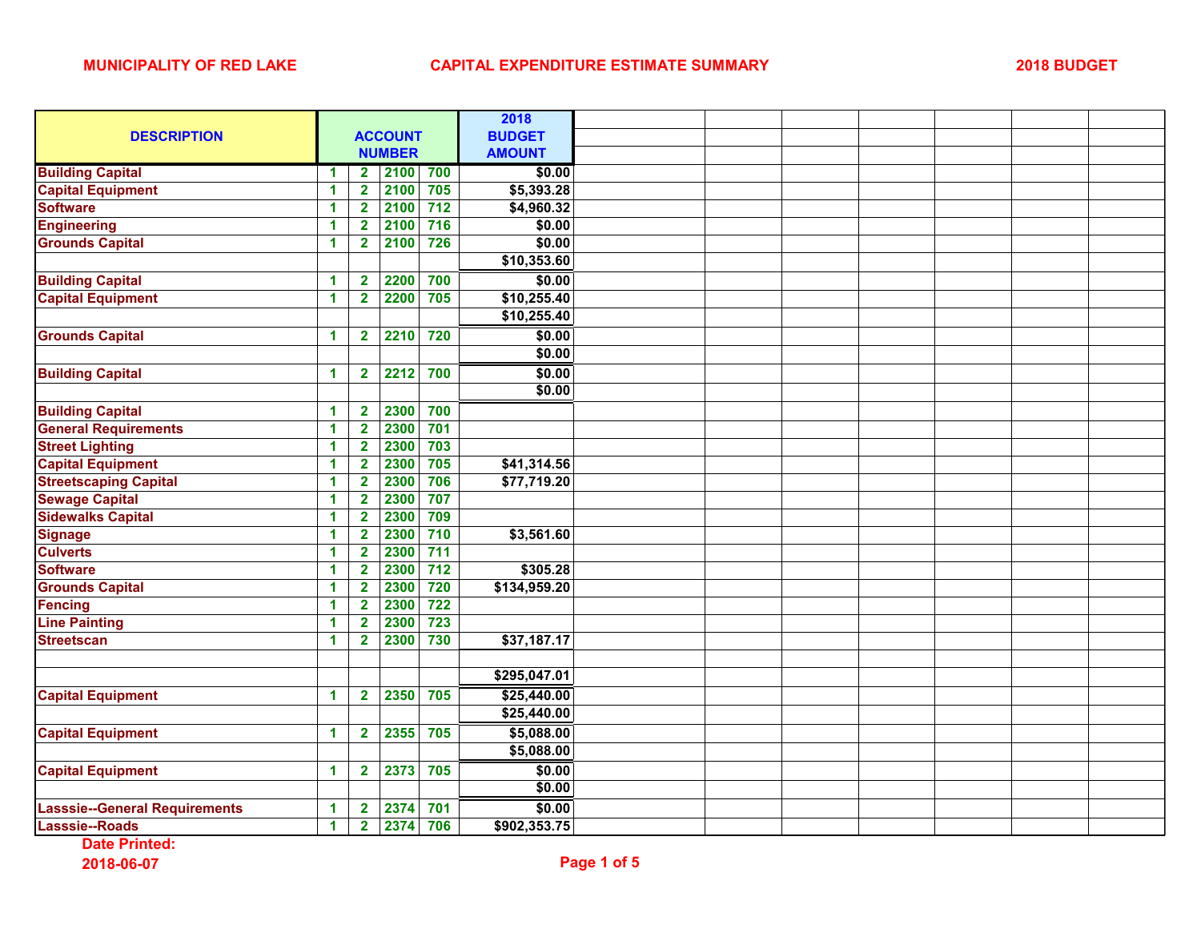MUNICIPALITY OF RED LAKE — CAPITAL EXPENDITURE ESTIMATE SUMMARY — 2018 BUDGET

| DESCRIPTION | ACCOUNT NUMBER | | | | 2018 BUDGET AMOUNT |
|---|---|---|---|---|---|
| Building Capital | 1 | 2 | 2100 | 700 | $0.00 |
| Capital Equipment | 1 | 2 | 2100 | 705 | $5,393.28 |
| Software | 1 | 2 | 2100 | 712 | $4,960.32 |
| Engineering | 1 | 2 | 2100 | 716 | $0.00 |
| Grounds Capital | 1 | 2 | 2100 | 726 | $0.00 |
| | | | | | $10,353.60 |
| Building Capital | 1 | 2 | 2200 | 700 | $0.00 |
| Capital Equipment | 1 | 2 | 2200 | 705 | $10,255.40 |
| | | | | | $10,255.40 |
| Grounds Capital | 1 | 2 | 2210 | 720 | $0.00 |
| | | | | | $0.00 |
| Building Capital | 1 | 2 | 2212 | 700 | $0.00 |
| | | | | | $0.00 |
| Building Capital | 1 | 2 | 2300 | 700 | |
| General Requirements | 1 | 2 | 2300 | 701 | |
| Street Lighting | 1 | 2 | 2300 | 703 | |
| Capital Equipment | 1 | 2 | 2300 | 705 | $41,314.56 |
| Streetscaping Capital | 1 | 2 | 2300 | 706 | $77,719.20 |
| Sewage Capital | 1 | 2 | 2300 | 707 | |
| Sidewalks Capital | 1 | 2 | 2300 | 709 | |
| Signage | 1 | 2 | 2300 | 710 | $3,561.60 |
| Culverts | 1 | 2 | 2300 | 711 | |
| Software | 1 | 2 | 2300 | 712 | $305.28 |
| Grounds Capital | 1 | 2 | 2300 | 720 | $134,959.20 |
| Fencing | 1 | 2 | 2300 | 722 | |
| Line Painting | 1 | 2 | 2300 | 723 | |
| Streetscan | 1 | 2 | 2300 | 730 | $37,187.17 |
| | | | | | |
| | | | | | $295,047.01 |
| Capital Equipment | 1 | 2 | 2350 | 705 | $25,440.00 |
| | | | | | $25,440.00 |
| Capital Equipment | 1 | 2 | 2355 | 705 | $5,088.00 |
| | | | | | $5,088.00 |
| Capital Equipment | 1 | 2 | 2373 | 705 | $0.00 |
| | | | | | $0.00 |
| Lasssie--General Requirements | 1 | 2 | 2374 | 701 | $0.00 |
| Lasssie--Roads | 1 | 2 | 2374 | 706 | $902,353.75 |

Date Printed:
2018-06-07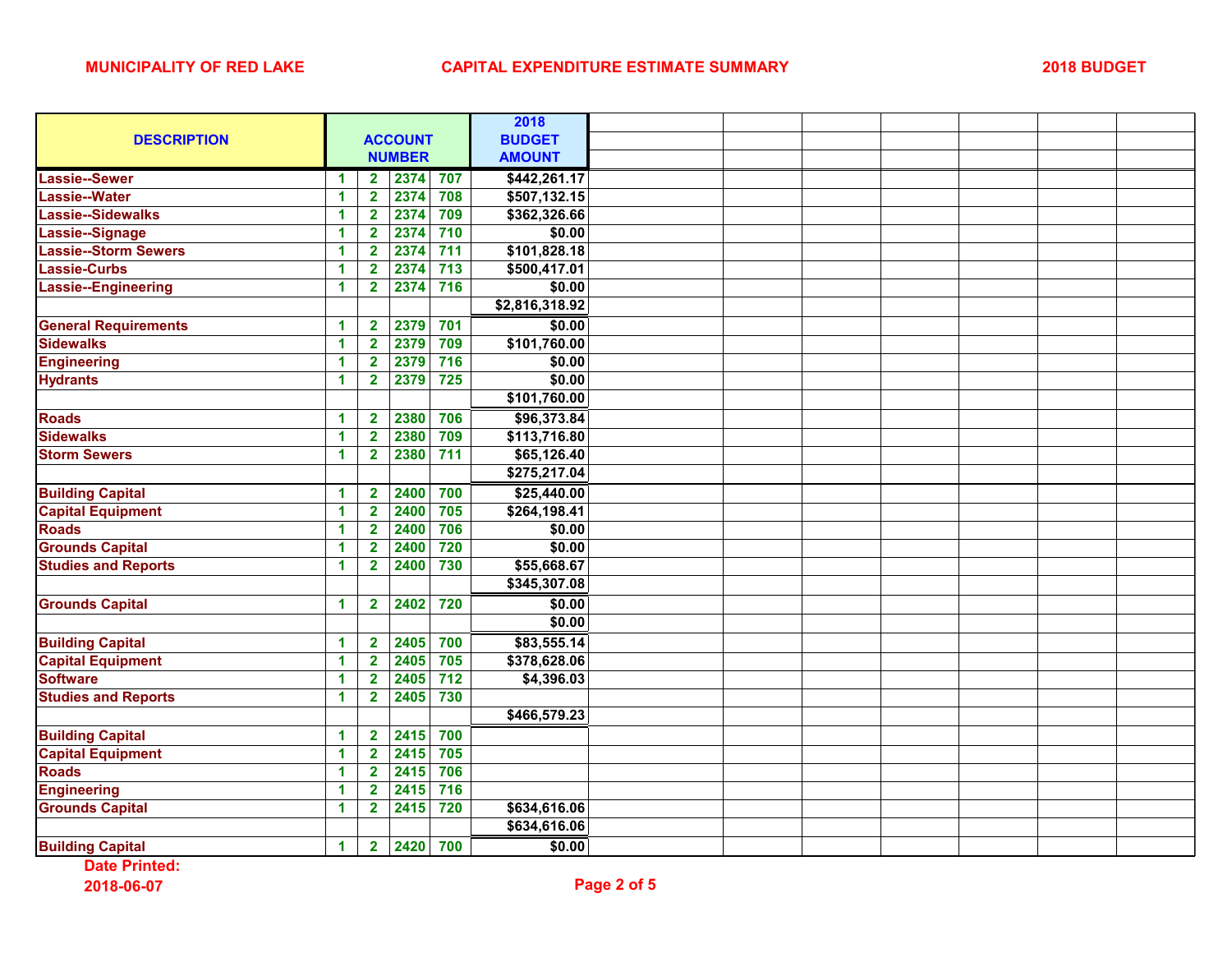MUNICIPALITY OF RED LAKE — CAPITAL EXPENDITURE ESTIMATE SUMMARY — 2018 BUDGET

| DESCRIPTION | ACCOUNT NUMBER | | | | 2018 BUDGET AMOUNT |
|---|---|---|---|---|---|
| Lassie--Sewer | 1 | 2 | 2374 | 707 | $442,261.17 |
| Lassie--Water | 1 | 2 | 2374 | 708 | $507,132.15 |
| Lassie--Sidewalks | 1 | 2 | 2374 | 709 | $362,326.66 |
| Lassie--Signage | 1 | 2 | 2374 | 710 | $0.00 |
| Lassie--Storm Sewers | 1 | 2 | 2374 | 711 | $101,828.18 |
| Lassie-Curbs | 1 | 2 | 2374 | 713 | $500,417.01 |
| Lassie--Engineering | 1 | 2 | 2374 | 716 | $0.00 |
| | | | | | $2,816,318.92 |
| General Requirements | 1 | 2 | 2379 | 701 | $0.00 |
| Sidewalks | 1 | 2 | 2379 | 709 | $101,760.00 |
| Engineering | 1 | 2 | 2379 | 716 | $0.00 |
| Hydrants | 1 | 2 | 2379 | 725 | $0.00 |
| | | | | | $101,760.00 |
| Roads | 1 | 2 | 2380 | 706 | $96,373.84 |
| Sidewalks | 1 | 2 | 2380 | 709 | $113,716.80 |
| Storm Sewers | 1 | 2 | 2380 | 711 | $65,126.40 |
| | | | | | $275,217.04 |
| Building Capital | 1 | 2 | 2400 | 700 | $25,440.00 |
| Capital Equipment | 1 | 2 | 2400 | 705 | $264,198.41 |
| Roads | 1 | 2 | 2400 | 706 | $0.00 |
| Grounds Capital | 1 | 2 | 2400 | 720 | $0.00 |
| Studies and Reports | 1 | 2 | 2400 | 730 | $55,668.67 |
| | | | | | $345,307.08 |
| Grounds Capital | 1 | 2 | 2402 | 720 | $0.00 |
| | | | | | $0.00 |
| Building Capital | 1 | 2 | 2405 | 700 | $83,555.14 |
| Capital Equipment | 1 | 2 | 2405 | 705 | $378,628.06 |
| Software | 1 | 2 | 2405 | 712 | $4,396.03 |
| Studies and Reports | 1 | 2 | 2405 | 730 | |
| | | | | | $466,579.23 |
| Building Capital | 1 | 2 | 2415 | 700 | |
| Capital Equipment | 1 | 2 | 2415 | 705 | |
| Roads | 1 | 2 | 2415 | 706 | |
| Engineering | 1 | 2 | 2415 | 716 | |
| Grounds Capital | 1 | 2 | 2415 | 720 | $634,616.06 |
| | | | | | $634,616.06 |
| Building Capital | 1 | 2 | 2420 | 700 | $0.00 |

Date Printed:
2018-06-07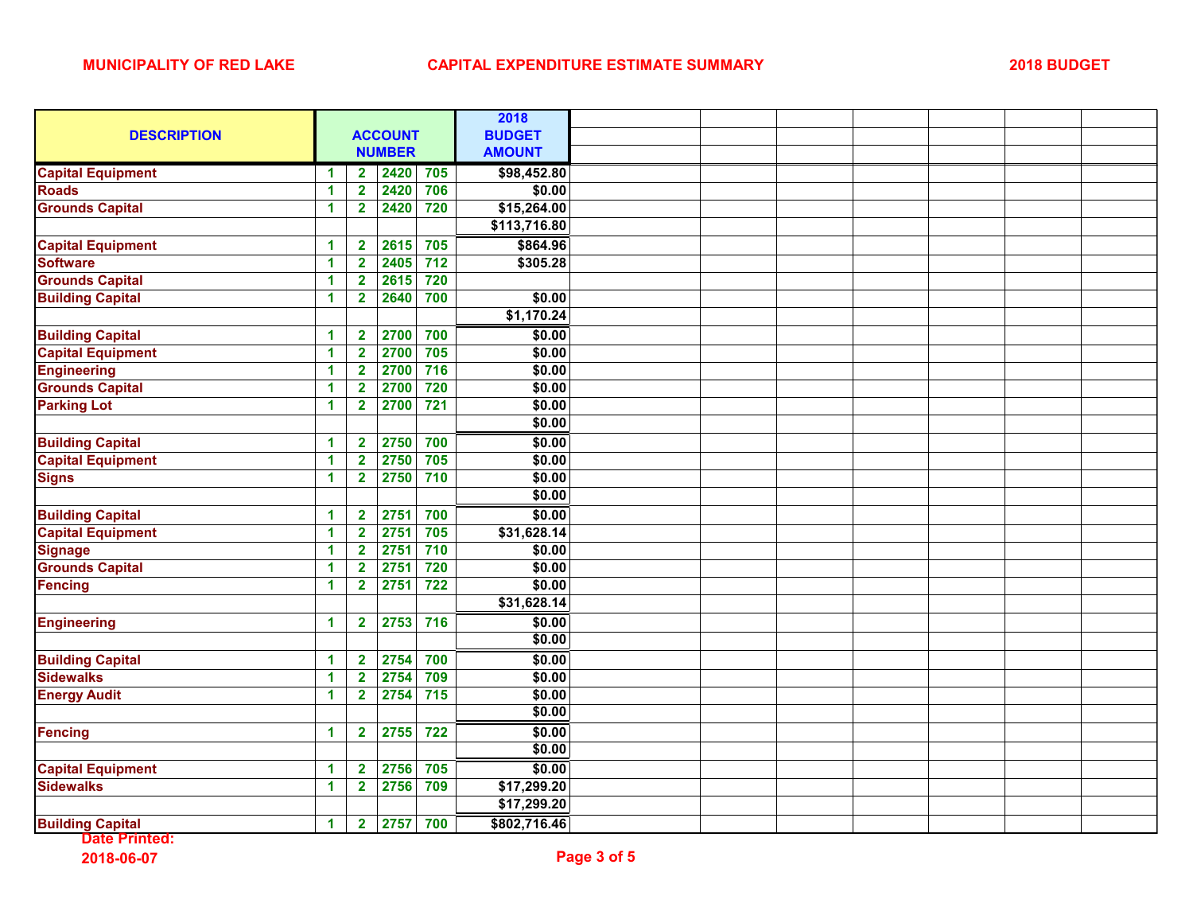MUNICIPALITY OF RED LAKE — CAPITAL EXPENDITURE ESTIMATE SUMMARY — 2018 BUDGET

| DESCRIPTION | ACCOUNT NUMBER | | | | 2018 BUDGET AMOUNT |
|---|---|---|---|---|---|
| Capital Equipment | 1 | 2 | 2420 | 705 | $98,452.80 |
| Roads | 1 | 2 | 2420 | 706 | $0.00 |
| Grounds Capital | 1 | 2 | 2420 | 720 | $15,264.00 |
| | | | | | $113,716.80 |
| Capital Equipment | 1 | 2 | 2615 | 705 | $864.96 |
| Software | 1 | 2 | 2405 | 712 | $305.28 |
| Grounds Capital | 1 | 2 | 2615 | 720 | |
| Building Capital | 1 | 2 | 2640 | 700 | $0.00 |
| | | | | | $1,170.24 |
| Building Capital | 1 | 2 | 2700 | 700 | $0.00 |
| Capital Equipment | 1 | 2 | 2700 | 705 | $0.00 |
| Engineering | 1 | 2 | 2700 | 716 | $0.00 |
| Grounds Capital | 1 | 2 | 2700 | 720 | $0.00 |
| Parking Lot | 1 | 2 | 2700 | 721 | $0.00 |
| | | | | | $0.00 |
| Building Capital | 1 | 2 | 2750 | 700 | $0.00 |
| Capital Equipment | 1 | 2 | 2750 | 705 | $0.00 |
| Signs | 1 | 2 | 2750 | 710 | $0.00 |
| | | | | | $0.00 |
| Building Capital | 1 | 2 | 2751 | 700 | $0.00 |
| Capital Equipment | 1 | 2 | 2751 | 705 | $31,628.14 |
| Signage | 1 | 2 | 2751 | 710 | $0.00 |
| Grounds Capital | 1 | 2 | 2751 | 720 | $0.00 |
| Fencing | 1 | 2 | 2751 | 722 | $0.00 |
| | | | | | $31,628.14 |
| Engineering | 1 | 2 | 2753 | 716 | $0.00 |
| | | | | | $0.00 |
| Building Capital | 1 | 2 | 2754 | 700 | $0.00 |
| Sidewalks | 1 | 2 | 2754 | 709 | $0.00 |
| Energy Audit | 1 | 2 | 2754 | 715 | $0.00 |
| | | | | | $0.00 |
| Fencing | 1 | 2 | 2755 | 722 | $0.00 |
| | | | | | $0.00 |
| Capital Equipment | 1 | 2 | 2756 | 705 | $0.00 |
| Sidewalks | 1 | 2 | 2756 | 709 | $17,299.20 |
| | | | | | $17,299.20 |
| Building Capital | 1 | 2 | 2757 | 700 | $802,716.46 |

Date Printed:
2018-06-07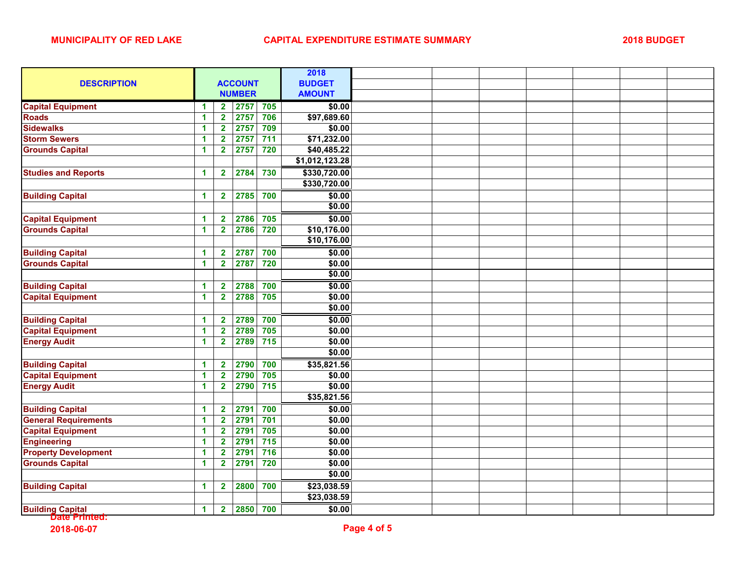MUNICIPALITY OF RED LAKE — CAPITAL EXPENDITURE ESTIMATE SUMMARY — 2018 BUDGET

| DESCRIPTION | ACCOUNT NUMBER | | | | 2018 BUDGET AMOUNT |
|---|---|---|---|---|---|
| Capital Equipment | 1 | 2 | 2757 | 705 | $0.00 |
| Roads | 1 | 2 | 2757 | 706 | $97,689.60 |
| Sidewalks | 1 | 2 | 2757 | 709 | $0.00 |
| Storm Sewers | 1 | 2 | 2757 | 711 | $71,232.00 |
| Grounds Capital | 1 | 2 | 2757 | 720 | $40,485.22 |
| | | | | | $1,012,123.28 |
| Studies and Reports | 1 | 2 | 2784 | 730 | $330,720.00 |
| | | | | | $330,720.00 |
| Building Capital | 1 | 2 | 2785 | 700 | $0.00 |
| | | | | | $0.00 |
| Capital Equipment | 1 | 2 | 2786 | 705 | $0.00 |
| Grounds Capital | 1 | 2 | 2786 | 720 | $10,176.00 |
| | | | | | $10,176.00 |
| Building Capital | 1 | 2 | 2787 | 700 | $0.00 |
| Grounds Capital | 1 | 2 | 2787 | 720 | $0.00 |
| | | | | | $0.00 |
| Building Capital | 1 | 2 | 2788 | 700 | $0.00 |
| Capital Equipment | 1 | 2 | 2788 | 705 | $0.00 |
| | | | | | $0.00 |
| Building Capital | 1 | 2 | 2789 | 700 | $0.00 |
| Capital Equipment | 1 | 2 | 2789 | 705 | $0.00 |
| Energy Audit | 1 | 2 | 2789 | 715 | $0.00 |
| | | | | | $0.00 |
| Building Capital | 1 | 2 | 2790 | 700 | $35,821.56 |
| Capital Equipment | 1 | 2 | 2790 | 705 | $0.00 |
| Energy Audit | 1 | 2 | 2790 | 715 | $0.00 |
| | | | | | $35,821.56 |
| Building Capital | 1 | 2 | 2791 | 700 | $0.00 |
| General Requirements | 1 | 2 | 2791 | 701 | $0.00 |
| Capital Equipment | 1 | 2 | 2791 | 705 | $0.00 |
| Engineering | 1 | 2 | 2791 | 715 | $0.00 |
| Property Development | 1 | 2 | 2791 | 716 | $0.00 |
| Grounds Capital | 1 | 2 | 2791 | 720 | $0.00 |
| | | | | | $0.00 |
| Building Capital | 1 | 2 | 2800 | 700 | $23,038.59 |
| | | | | | $23,038.59 |
| Building Capital | 1 | 2 | 2850 | 700 | $0.00 |

Date Printed:
2018-06-07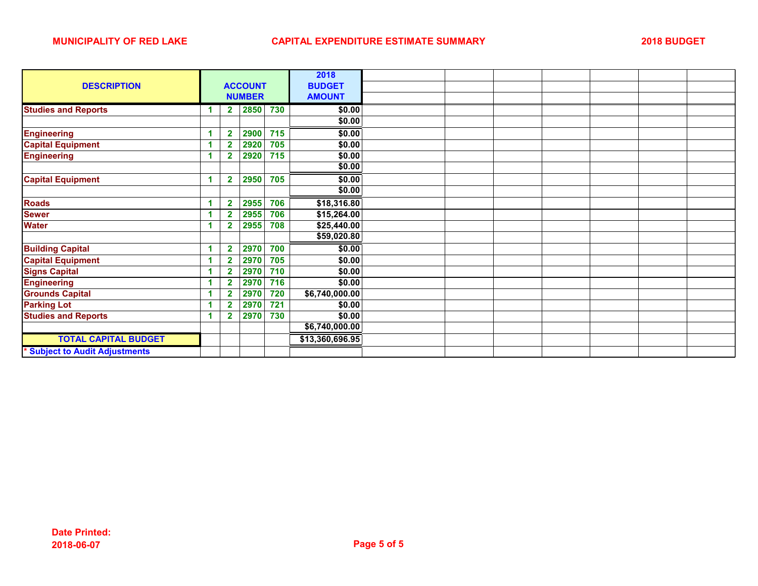**MUNICIPALITY OF RED LAKE** **CAPITAL EXPENDITURE ESTIMATE SUMMARY** **2018 BUDGET**

| DESCRIPTION | ACCOUNT NUMBER | | | | 2018 BUDGET AMOUNT |
|---|---|---|---|---|---|
| Studies and Reports | 1 | 2 | 2850 | 730 | $0.00 |
| | | | | | $0.00 |
| Engineering | 1 | 2 | 2900 | 715 | $0.00 |
| Capital Equipment | 1 | 2 | 2920 | 705 | $0.00 |
| Engineering | 1 | 2 | 2920 | 715 | $0.00 |
| | | | | | $0.00 |
| Capital Equipment | 1 | 2 | 2950 | 705 | $0.00 |
| | | | | | $0.00 |
| Roads | 1 | 2 | 2955 | 706 | $18,316.80 |
| Sewer | 1 | 2 | 2955 | 706 | $15,264.00 |
| Water | 1 | 2 | 2955 | 708 | $25,440.00 |
| | | | | | $59,020.80 |
| Building Capital | 1 | 2 | 2970 | 700 | $0.00 |
| Capital Equipment | 1 | 2 | 2970 | 705 | $0.00 |
| Signs Capital | 1 | 2 | 2970 | 710 | $0.00 |
| Engineering | 1 | 2 | 2970 | 716 | $0.00 |
| Grounds Capital | 1 | 2 | 2970 | 720 | $6,740,000.00 |
| Parking Lot | 1 | 2 | 2970 | 721 | $0.00 |
| Studies and Reports | 1 | 2 | 2970 | 730 | $0.00 |
| | | | | | $6,740,000.00 |
| TOTAL CAPITAL BUDGET | | | | | $13,360,696.95 |
| * Subject to Audit Adjustments | | | | | |

**Date Printed:**
**2018-06-07**